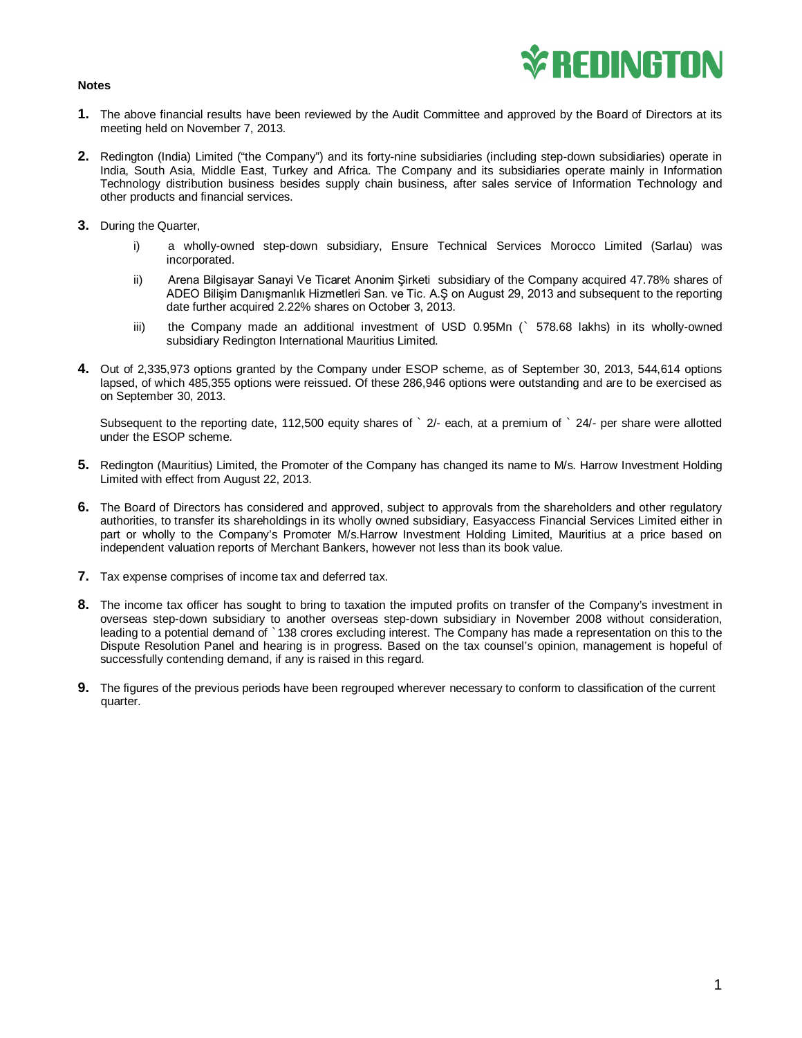**Notes**

1. The above financial results have been reviewed by the Audit Committee and approved by the Board of Directors at its meeting held on November 7, 2013.

2. Redington (India) Limited ("the Company") and its forty-nine subsidiaries (including step-down subsidiaries) operate in India, South Asia, Middle East, Turkey and Africa. The Company and its subsidiaries operate mainly in Information Technology distribution business besides supply chain business, after sales service of Information Technology and other products and financial services.

3. During the Quarter,

   i) a wholly-owned step-down subsidiary, Ensure Technical Services Morocco Limited (Sarlau) was incorporated.

   ii) Arena Bilgisayar Sanayi Ve Ticaret Anonim Şirketi subsidiary of the Company acquired 47.78% shares of ADEO Bilişim Danışmanlık Hizmetleri San. ve Tic. A.Ş on August 29, 2013 and subsequent to the reporting date further acquired 2.22% shares on October 3, 2013.

   iii) the Company made an additional investment of USD 0.95Mn (` 578.68 lakhs) in its wholly-owned subsidiary Redington International Mauritius Limited.

4. Out of 2,335,973 options granted by the Company under ESOP scheme, as of September 30, 2013, 544,614 options lapsed, of which 485,355 options were reissued. Of these 286,946 options were outstanding and are to be exercised as on September 30, 2013.

   Subsequent to the reporting date, 112,500 equity shares of ` 2/- each, at a premium of ` 24/- per share were allotted under the ESOP scheme.

5. Redington (Mauritius) Limited, the Promoter of the Company has changed its name to M/s. Harrow Investment Holding Limited with effect from August 22, 2013.

6. The Board of Directors has considered and approved, subject to approvals from the shareholders and other regulatory authorities, to transfer its shareholdings in its wholly owned subsidiary, Easyaccess Financial Services Limited either in part or wholly to the Company's Promoter M/s.Harrow Investment Holding Limited, Mauritius at a price based on independent valuation reports of Merchant Bankers, however not less than its book value.

7. Tax expense comprises of income tax and deferred tax.

8. The income tax officer has sought to bring to taxation the imputed profits on transfer of the Company's investment in overseas step-down subsidiary to another overseas step-down subsidiary in November 2008 without consideration, leading to a potential demand of `138 crores excluding interest. The Company has made a representation on this to the Dispute Resolution Panel and hearing is in progress. Based on the tax counsel's opinion, management is hopeful of successfully contending demand, if any is raised in this regard.

9. The figures of the previous periods have been regrouped wherever necessary to conform to classification of the current quarter.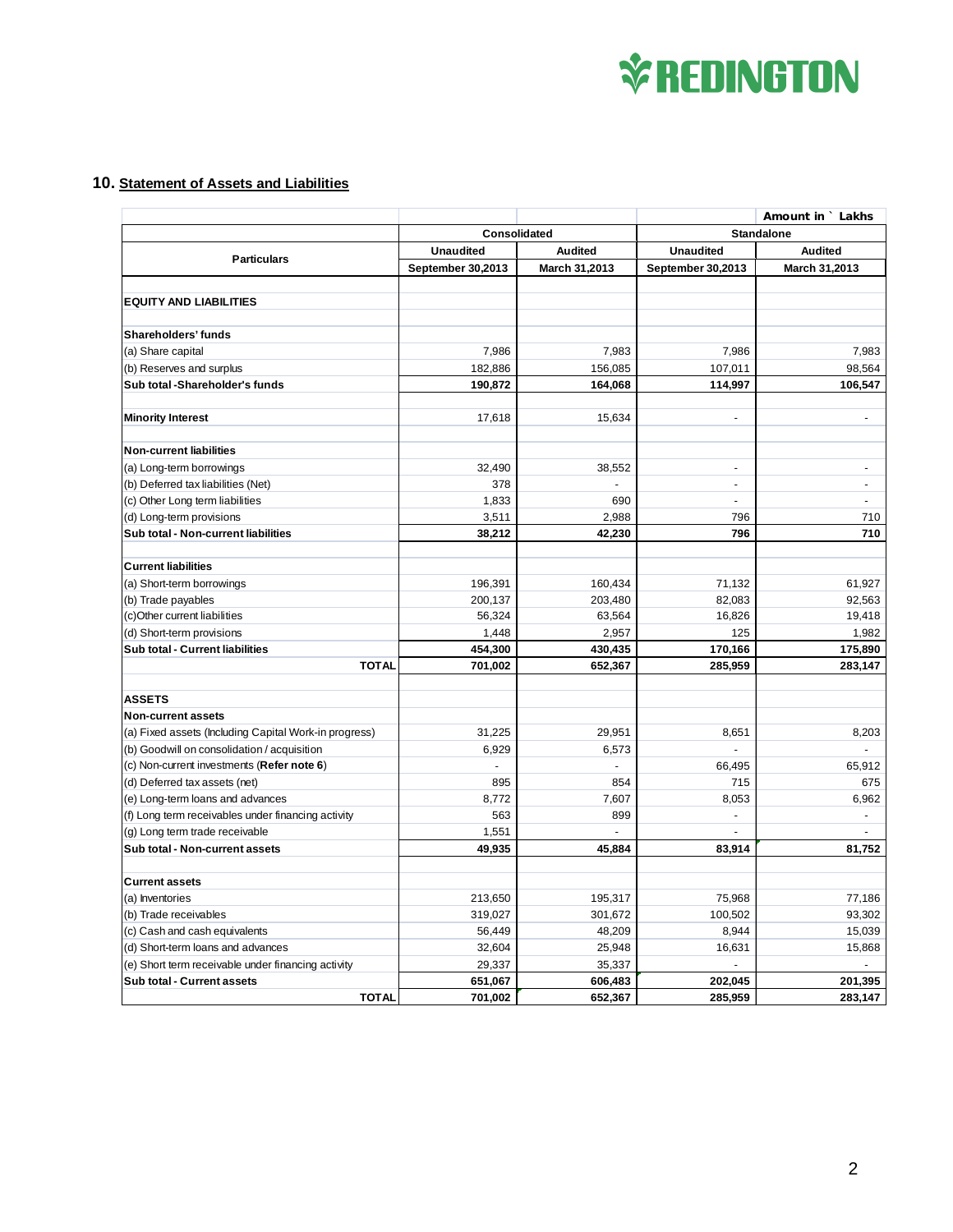## 10. Statement of Assets and Liabilities

Amount in ` Lakhs

| Particulars | Consolidated | | Standalone | |
|---|---|---|---|---|
| | Unaudited | Audited | Unaudited | Audited |
| | September 30,2013 | March 31,2013 | September 30,2013 | March 31,2013 |
| **EQUITY AND LIABILITIES** | | | | |
| **Shareholders' funds** | | | | |
| (a) Share capital | 7,986 | 7,983 | 7,986 | 7,983 |
| (b) Reserves and surplus | 182,886 | 156,085 | 107,011 | 98,564 |
| **Sub total -Shareholder's funds** | **190,872** | **164,068** | **114,997** | **106,547** |
| **Minority Interest** | 17,618 | 15,634 | - | - |
| **Non-current liabilities** | | | | |
| (a) Long-term borrowings | 32,490 | 38,552 | - | - |
| (b) Deferred tax liabilities (Net) | 378 | - | - | - |
| (c) Other Long term liabilities | 1,833 | 690 | - | - |
| (d) Long-term provisions | 3,511 | 2,988 | 796 | 710 |
| **Sub total - Non-current liabilities** | **38,212** | **42,230** | **796** | **710** |
| **Current liabilities** | | | | |
| (a) Short-term borrowings | 196,391 | 160,434 | 71,132 | 61,927 |
| (b) Trade payables | 200,137 | 203,480 | 82,083 | 92,563 |
| (c)Other current liabilities | 56,324 | 63,564 | 16,826 | 19,418 |
| (d) Short-term provisions | 1,448 | 2,957 | 125 | 1,982 |
| **Sub total - Current liabilities** | **454,300** | **430,435** | **170,166** | **175,890** |
| **TOTAL** | **701,002** | **652,367** | **285,959** | **283,147** |
| **ASSETS** | | | | |
| **Non-current assets** | | | | |
| (a) Fixed assets (Including Capital Work-in progress) | 31,225 | 29,951 | 8,651 | 8,203 |
| (b) Goodwill on consolidation / acquisition | 6,929 | 6,573 | - | - |
| (c) Non-current investments (**Refer note 6**) | - | - | 66,495 | 65,912 |
| (d) Deferred tax assets (net) | 895 | 854 | 715 | 675 |
| (e) Long-term loans and advances | 8,772 | 7,607 | 8,053 | 6,962 |
| (f) Long term receivables under financing activity | 563 | 899 | - | - |
| (g) Long term trade receivable | 1,551 | - | - | - |
| **Sub total - Non-current assets** | **49,935** | **45,884** | **83,914** | **81,752** |
| **Current assets** | | | | |
| (a) Inventories | 213,650 | 195,317 | 75,968 | 77,186 |
| (b) Trade receivables | 319,027 | 301,672 | 100,502 | 93,302 |
| (c) Cash and cash equivalents | 56,449 | 48,209 | 8,944 | 15,039 |
| (d) Short-term loans and advances | 32,604 | 25,948 | 16,631 | 15,868 |
| (e) Short term receivable under financing activity | 29,337 | 35,337 | - | - |
| **Sub total - Current assets** | **651,067** | **606,483** | **202,045** | **201,395** |
| **TOTAL** | **701,002** | **652,367** | **285,959** | **283,147** |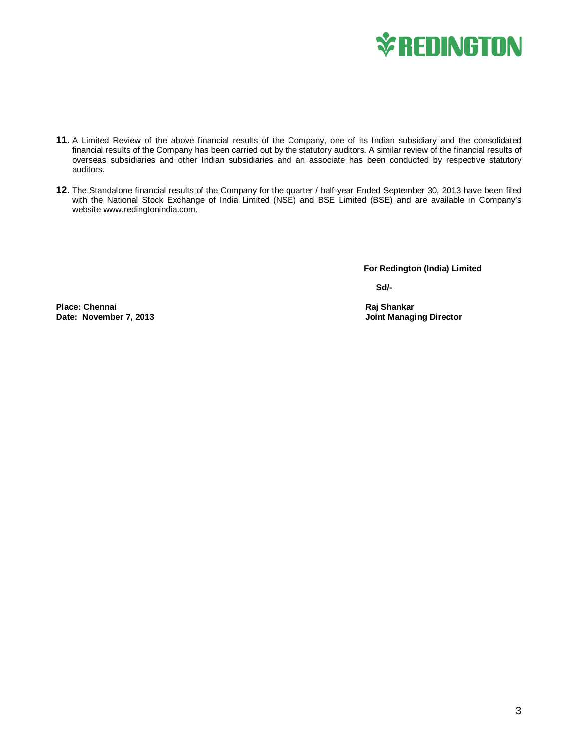11. A Limited Review of the above financial results of the Company, one of its Indian subsidiary and the consolidated financial results of the Company has been carried out by the statutory auditors. A similar review of the financial results of overseas subsidiaries and other Indian subsidiaries and an associate has been conducted by respective statutory auditors.

12. The Standalone financial results of the Company for the quarter / half-year Ended September 30, 2013 have been filed with the National Stock Exchange of India Limited (NSE) and BSE Limited (BSE) and are available in Company's website www.redingtonindia.com.

**For Redington (India) Limited**

**Sd/-**

**Raj Shankar**
**Joint Managing Director**

**Place: Chennai**
**Date: November 7, 2013**